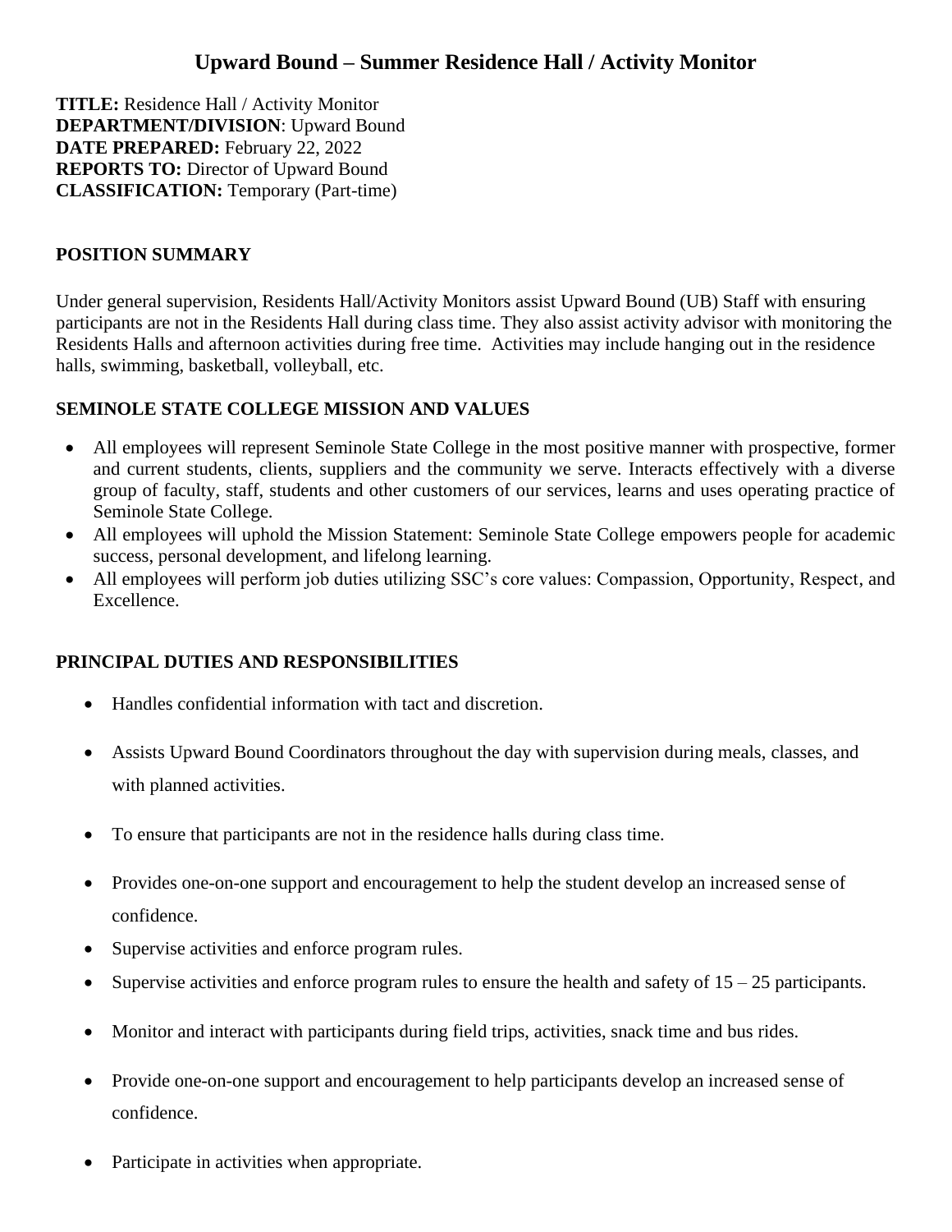# Upward Bound – Summer Residence Hall / Activity Monitor

**TITLE:** Residence Hall / Activity Monitor
**DEPARTMENT/DIVISION**: Upward Bound
**DATE PREPARED:** February 22, 2022
**REPORTS TO:** Director of Upward Bound
**CLASSIFICATION:** Temporary (Part-time)

## POSITION SUMMARY

Under general supervision, Residents Hall/Activity Monitors assist Upward Bound (UB) Staff with ensuring participants are not in the Residents Hall during class time. They also assist activity advisor with monitoring the Residents Halls and afternoon activities during free time. Activities may include hanging out in the residence halls, swimming, basketball, volleyball, etc.

## SEMINOLE STATE COLLEGE MISSION AND VALUES

- All employees will represent Seminole State College in the most positive manner with prospective, former and current students, clients, suppliers and the community we serve. Interacts effectively with a diverse group of faculty, staff, students and other customers of our services, learns and uses operating practice of Seminole State College.
- All employees will uphold the Mission Statement: Seminole State College empowers people for academic success, personal development, and lifelong learning.
- All employees will perform job duties utilizing SSC's core values: Compassion, Opportunity, Respect, and Excellence.

## PRINCIPAL DUTIES AND RESPONSIBILITIES

- Handles confidential information with tact and discretion.
- Assists Upward Bound Coordinators throughout the day with supervision during meals, classes, and with planned activities.
- To ensure that participants are not in the residence halls during class time.
- Provides one-on-one support and encouragement to help the student develop an increased sense of confidence.
- Supervise activities and enforce program rules.
- Supervise activities and enforce program rules to ensure the health and safety of 15 – 25 participants.
- Monitor and interact with participants during field trips, activities, snack time and bus rides.
- Provide one-on-one support and encouragement to help participants develop an increased sense of confidence.
- Participate in activities when appropriate.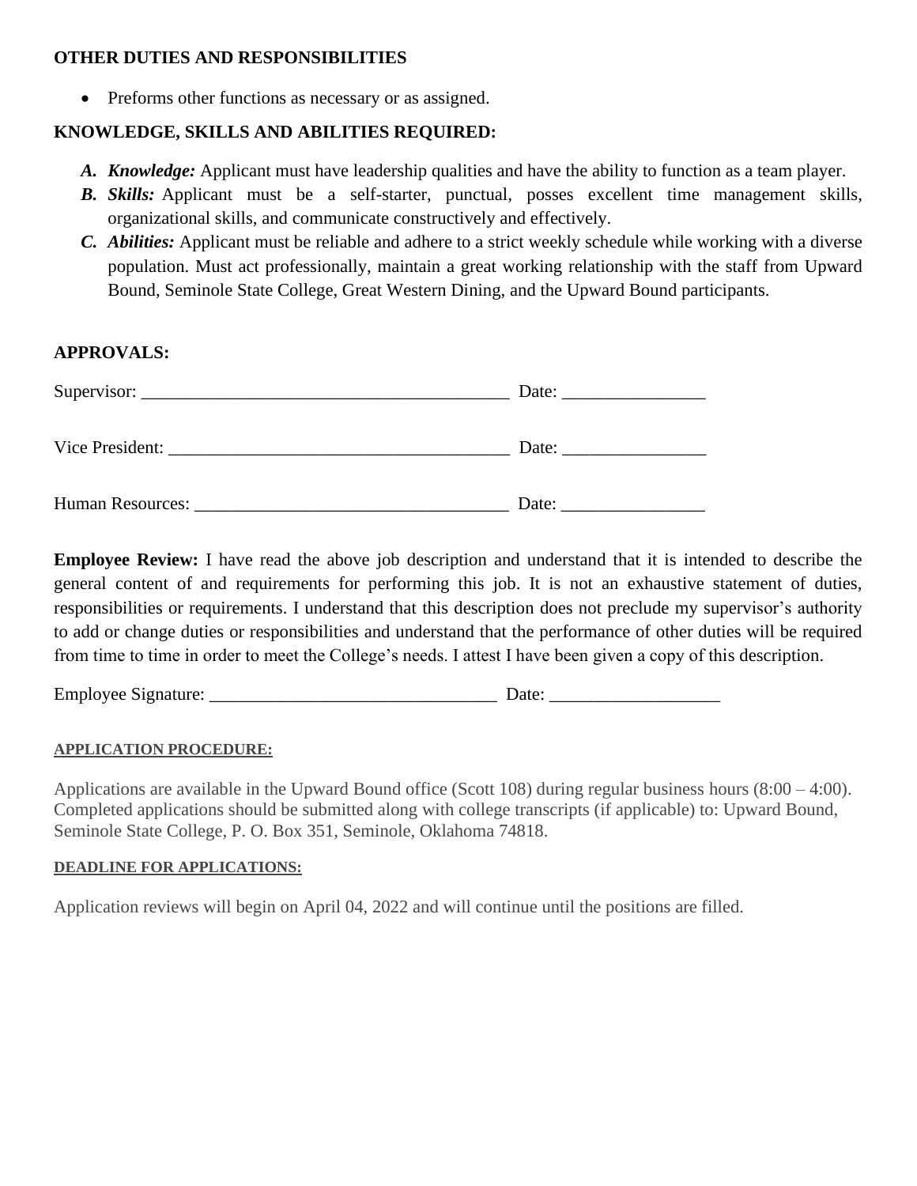**OTHER DUTIES AND RESPONSIBILITIES**

- Preforms other functions as necessary or as assigned.

**KNOWLEDGE, SKILLS AND ABILITIES REQUIRED:**

A. ***Knowledge:*** Applicant must have leadership qualities and have the ability to function as a team player.
B. ***Skills:*** Applicant must be a self-starter, punctual, posses excellent time management skills, organizational skills, and communicate constructively and effectively.
C. ***Abilities:*** Applicant must be reliable and adhere to a strict weekly schedule while working with a diverse population. Must act professionally, maintain a great working relationship with the staff from Upward Bound, Seminole State College, Great Western Dining, and the Upward Bound participants.

**APPROVALS:**

Supervisor: __________________________________________ Date: ________________

Vice President: _______________________________________ Date: ________________

Human Resources: ____________________________________ Date: ________________

**Employee Review:** I have read the above job description and understand that it is intended to describe the general content of and requirements for performing this job. It is not an exhaustive statement of duties, responsibilities or requirements. I understand that this description does not preclude my supervisor's authority to add or change duties or responsibilities and understand that the performance of other duties will be required from time to time in order to meet the College's needs. I attest I have been given a copy of this description.

Employee Signature: ________________________________ Date: ___________________

**APPLICATION PROCEDURE:**

Applications are available in the Upward Bound office (Scott 108) during regular business hours (8:00 – 4:00). Completed applications should be submitted along with college transcripts (if applicable) to: Upward Bound, Seminole State College, P. O. Box 351, Seminole, Oklahoma 74818.

**DEADLINE FOR APPLICATIONS:**

Application reviews will begin on April 04, 2022 and will continue until the positions are filled.